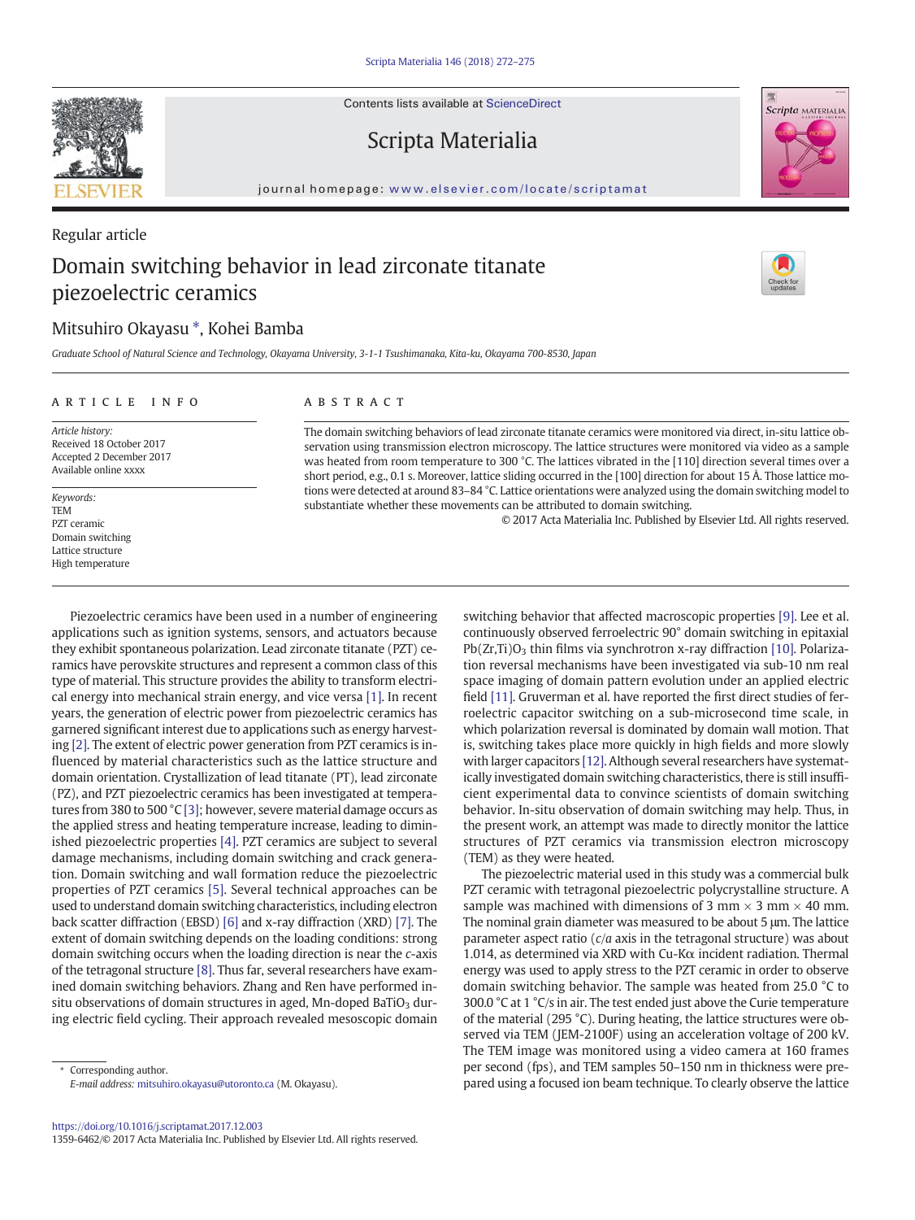Regular article

# Domain switching behavior in lead zirconate titanate piezoelectric ceramics

Mitsuhiro Okayasu *, Kohei Bamba

*Graduate School of Natural Science and Technology, Okayama University, 3-1-1 Tsushimanaka, Kita-ku, Okayama 700-8530, Japan*

## ARTICLE INFO

*Article history:*
Received 18 October 2017
Accepted 2 December 2017
Available online xxxx

*Keywords:*
TEM
PZT ceramic
Domain switching
Lattice structure
High temperature

## ABSTRACT

The domain switching behaviors of lead zirconate titanate ceramics were monitored via direct, in-situ lattice observation using transmission electron microscopy. The lattice structures were monitored via video as a sample was heated from room temperature to 300 °C. The lattices vibrated in the [110] direction several times over a short period, e.g., 0.1 s. Moreover, lattice sliding occurred in the [100] direction for about 15 Å. Those lattice motions were detected at around 83–84 °C. Lattice orientations were analyzed using the domain switching model to substantiate whether these movements can be attributed to domain switching.

© 2017 Acta Materialia Inc. Published by Elsevier Ltd. All rights reserved.

Piezoelectric ceramics have been used in a number of engineering applications such as ignition systems, sensors, and actuators because they exhibit spontaneous polarization. Lead zirconate titanate (PZT) ceramics have perovskite structures and represent a common class of this type of material. This structure provides the ability to transform electrical energy into mechanical strain energy, and vice versa [1]. In recent years, the generation of electric power from piezoelectric ceramics has garnered significant interest due to applications such as energy harvesting [2]. The extent of electric power generation from PZT ceramics is influenced by material characteristics such as the lattice structure and domain orientation. Crystallization of lead titanate (PT), lead zirconate (PZ), and PZT piezoelectric ceramics has been investigated at temperatures from 380 to 500 °C [3]; however, severe material damage occurs as the applied stress and heating temperature increase, leading to diminished piezoelectric properties [4]. PZT ceramics are subject to several damage mechanisms, including domain switching and crack generation. Domain switching and wall formation reduce the piezoelectric properties of PZT ceramics [5]. Several technical approaches can be used to understand domain switching characteristics, including electron back scatter diffraction (EBSD) [6] and x-ray diffraction (XRD) [7]. The extent of domain switching depends on the loading conditions: strong domain switching occurs when the loading direction is near the *c*-axis of the tetragonal structure [8]. Thus far, several researchers have examined domain switching behaviors. Zhang and Ren have performed in-situ observations of domain structures in aged, Mn-doped $BaTiO_3$ during electric field cycling. Their approach revealed mesoscopic domain switching behavior that affected macroscopic properties [9]. Lee et al. continuously observed ferroelectric 90° domain switching in epitaxial $Pb(Zr,Ti)O_3$ thin films via synchrotron x-ray diffraction [10]. Polarization reversal mechanisms have been investigated via sub-10 nm real space imaging of domain pattern evolution under an applied electric field [11]. Gruverman et al. have reported the first direct studies of ferroelectric capacitor switching on a sub-microsecond time scale, in which polarization reversal is dominated by domain wall motion. That is, switching takes place more quickly in high fields and more slowly with larger capacitors [12]. Although several researchers have systematically investigated domain switching characteristics, there is still insufficient experimental data to convince scientists of domain switching behavior. In-situ observation of domain switching may help. Thus, in the present work, an attempt was made to directly monitor the lattice structures of PZT ceramics via transmission electron microscopy (TEM) as they were heated.

The piezoelectric material used in this study was a commercial bulk PZT ceramic with tetragonal piezoelectric polycrystalline structure. A sample was machined with dimensions of 3 mm × 3 mm × 40 mm. The nominal grain diameter was measured to be about 5 μm. The lattice parameter aspect ratio (*c*/*a* axis in the tetragonal structure) was about 1.014, as determined via XRD with Cu-Kα incident radiation. Thermal energy was used to apply stress to the PZT ceramic in order to observe domain switching behavior. The sample was heated from 25.0 °C to 300.0 °C at 1 °C/s in air. The test ended just above the Curie temperature of the material (295 °C). During heating, the lattice structures were observed via TEM (JEM-2100F) using an acceleration voltage of 200 kV. The TEM image was monitored using a video camera at 160 frames per second (fps), and TEM samples 50–150 nm in thickness were prepared using a focused ion beam technique. To clearly observe the lattice

* Corresponding author.
*E-mail address:* mitsuhiro.okayasu@utoronto.ca (M. Okayasu).

https://doi.org/10.1016/j.scriptamat.2017.12.003
1359-6462/© 2017 Acta Materialia Inc. Published by Elsevier Ltd. All rights reserved.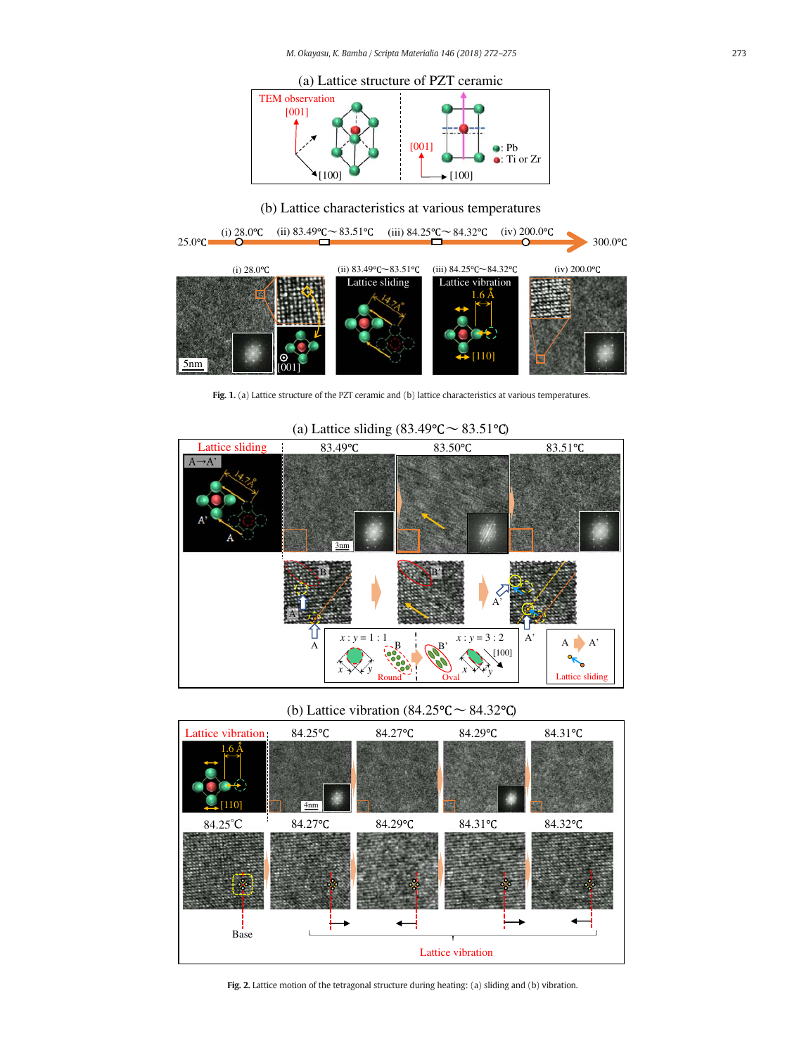**Fig. 1.** (a) Lattice structure of the PZT ceramic and (b) lattice characteristics at various temperatures.

**Fig. 2.** Lattice motion of the tetragonal structure during heating: (a) sliding and (b) vibration.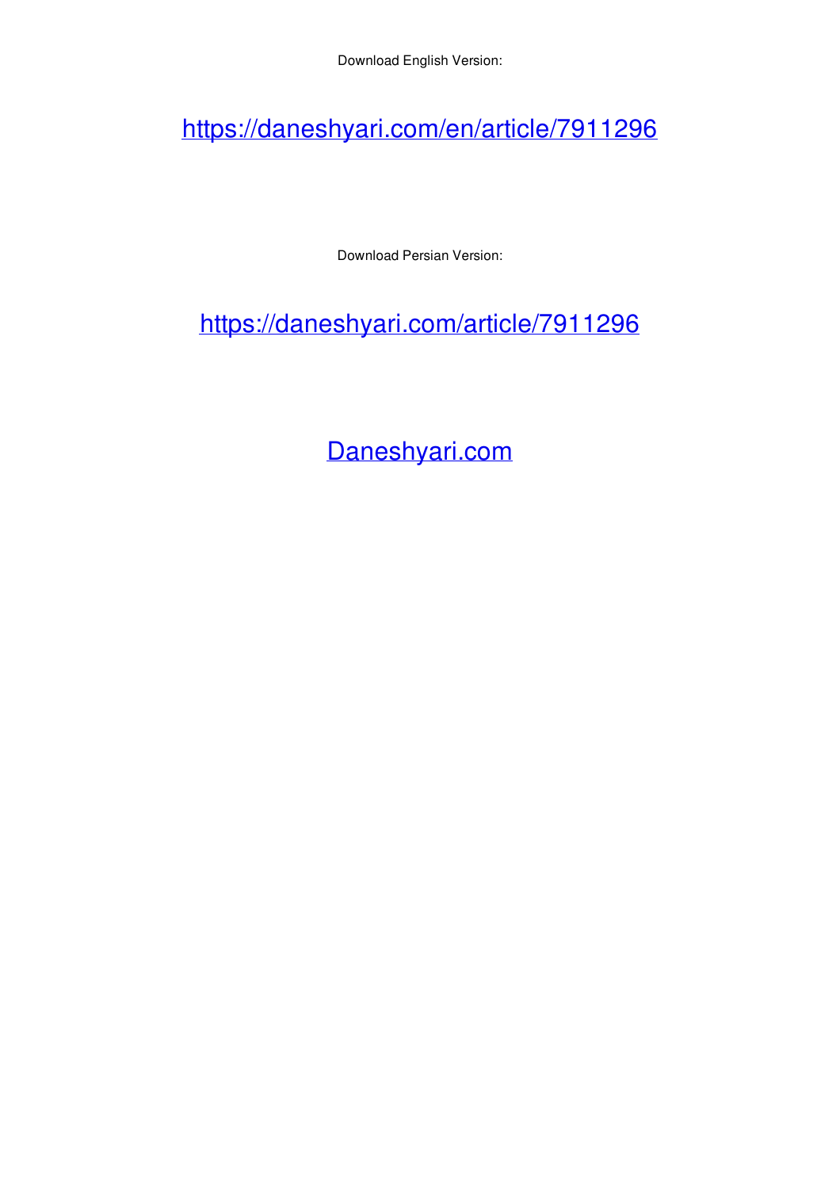Download English Version:

https://daneshyari.com/en/article/7911296

Download Persian Version:

https://daneshyari.com/article/7911296

Daneshyari.com